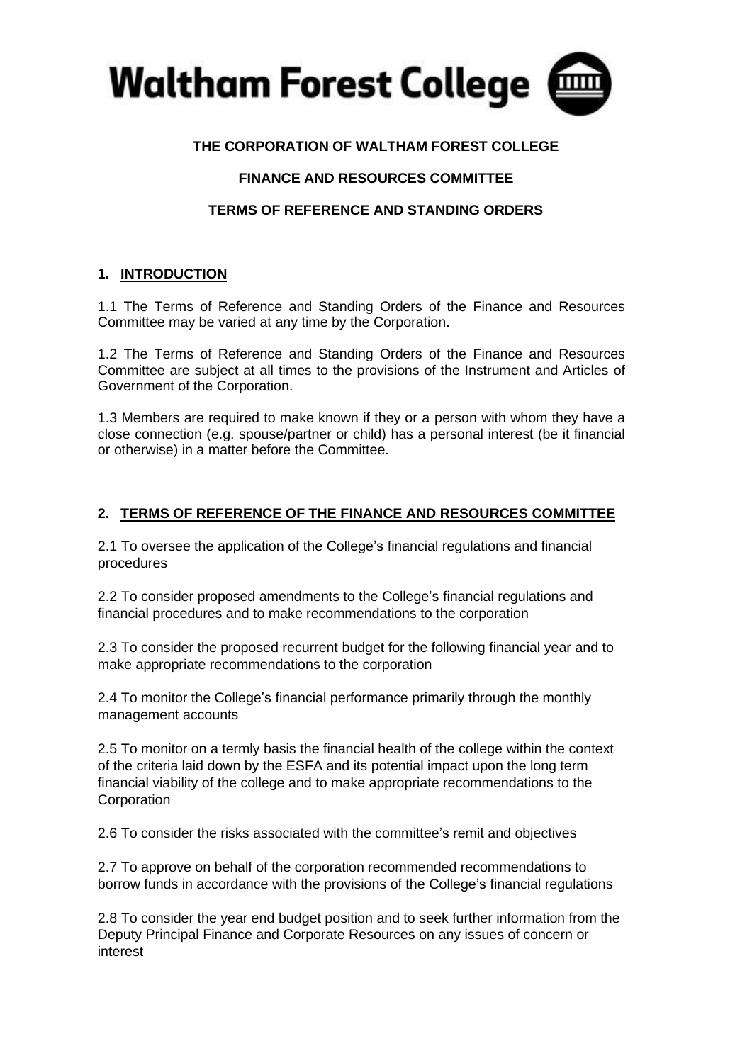Waltham Forest College

**THE CORPORATION OF WALTHAM FOREST COLLEGE**

**FINANCE AND RESOURCES COMMITTEE**

**TERMS OF REFERENCE AND STANDING ORDERS**

## 1. INTRODUCTION

1.1 The Terms of Reference and Standing Orders of the Finance and Resources Committee may be varied at any time by the Corporation.

1.2 The Terms of Reference and Standing Orders of the Finance and Resources Committee are subject at all times to the provisions of the Instrument and Articles of Government of the Corporation.

1.3 Members are required to make known if they or a person with whom they have a close connection (e.g. spouse/partner or child) has a personal interest (be it financial or otherwise) in a matter before the Committee.

## 2. TERMS OF REFERENCE OF THE FINANCE AND RESOURCES COMMITTEE

2.1 To oversee the application of the College's financial regulations and financial procedures

2.2 To consider proposed amendments to the College's financial regulations and financial procedures and to make recommendations to the corporation

2.3 To consider the proposed recurrent budget for the following financial year and to make appropriate recommendations to the corporation

2.4 To monitor the College's financial performance primarily through the monthly management accounts

2.5 To monitor on a termly basis the financial health of the college within the context of the criteria laid down by the ESFA and its potential impact upon the long term financial viability of the college and to make appropriate recommendations to the Corporation

2.6 To consider the risks associated with the committee's remit and objectives

2.7 To approve on behalf of the corporation recommended recommendations to borrow funds in accordance with the provisions of the College's financial regulations

2.8 To consider the year end budget position and to seek further information from the Deputy Principal Finance and Corporate Resources on any issues of concern or interest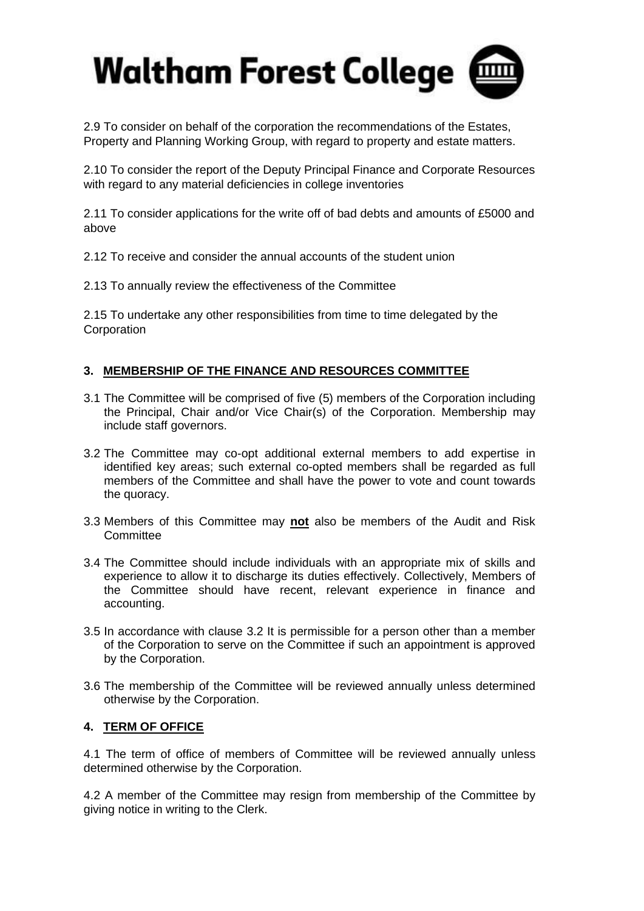2.9 To consider on behalf of the corporation the recommendations of the Estates, Property and Planning Working Group, with regard to property and estate matters.

2.10 To consider the report of the Deputy Principal Finance and Corporate Resources with regard to any material deficiencies in college inventories

2.11 To consider applications for the write off of bad debts and amounts of £5000 and above

2.12 To receive and consider the annual accounts of the student union

2.13 To annually review the effectiveness of the Committee

2.15 To undertake any other responsibilities from time to time delegated by the Corporation

## 3. MEMBERSHIP OF THE FINANCE AND RESOURCES COMMITTEE

3.1 The Committee will be comprised of five (5) members of the Corporation including the Principal, Chair and/or Vice Chair(s) of the Corporation. Membership may include staff governors.

3.2 The Committee may co-opt additional external members to add expertise in identified key areas; such external co-opted members shall be regarded as full members of the Committee and shall have the power to vote and count towards the quoracy.

3.3 Members of this Committee may **not** also be members of the Audit and Risk Committee

3.4 The Committee should include individuals with an appropriate mix of skills and experience to allow it to discharge its duties effectively. Collectively, Members of the Committee should have recent, relevant experience in finance and accounting.

3.5 In accordance with clause 3.2 It is permissible for a person other than a member of the Corporation to serve on the Committee if such an appointment is approved by the Corporation.

3.6 The membership of the Committee will be reviewed annually unless determined otherwise by the Corporation.

## 4. TERM OF OFFICE

4.1 The term of office of members of Committee will be reviewed annually unless determined otherwise by the Corporation.

4.2 A member of the Committee may resign from membership of the Committee by giving notice in writing to the Clerk.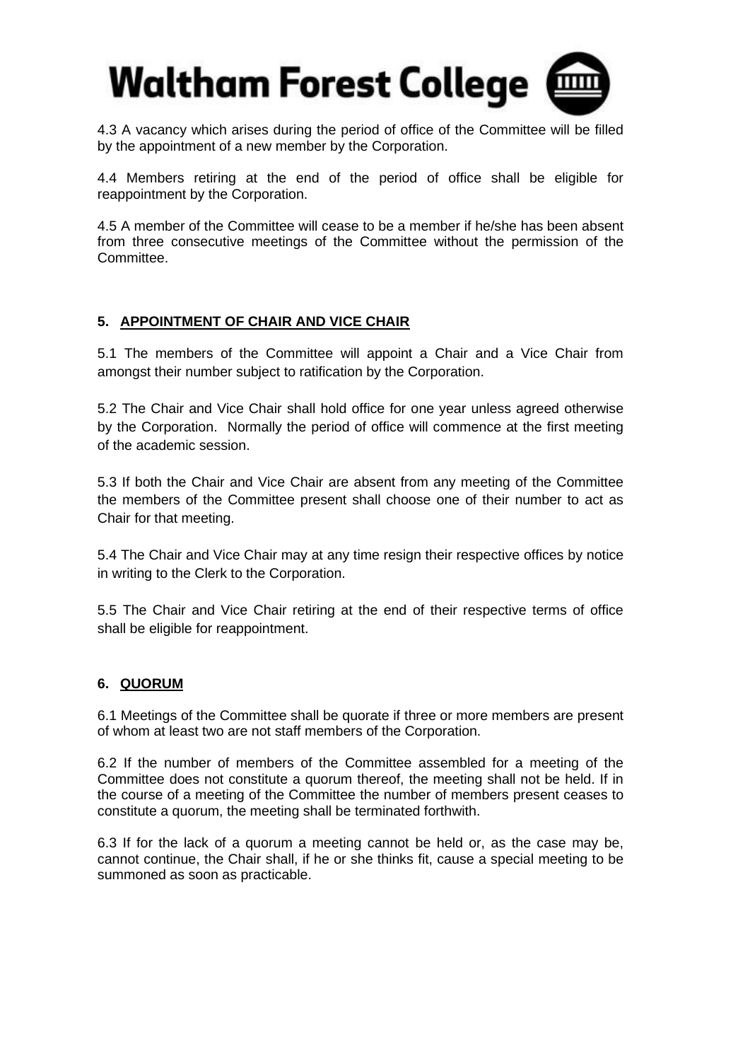4.3 A vacancy which arises during the period of office of the Committee will be filled by the appointment of a new member by the Corporation.

4.4 Members retiring at the end of the period of office shall be eligible for reappointment by the Corporation.

4.5 A member of the Committee will cease to be a member if he/she has been absent from three consecutive meetings of the Committee without the permission of the Committee.

## 5. APPOINTMENT OF CHAIR AND VICE CHAIR

5.1 The members of the Committee will appoint a Chair and a Vice Chair from amongst their number subject to ratification by the Corporation.

5.2 The Chair and Vice Chair shall hold office for one year unless agreed otherwise by the Corporation. Normally the period of office will commence at the first meeting of the academic session.

5.3 If both the Chair and Vice Chair are absent from any meeting of the Committee the members of the Committee present shall choose one of their number to act as Chair for that meeting.

5.4 The Chair and Vice Chair may at any time resign their respective offices by notice in writing to the Clerk to the Corporation.

5.5 The Chair and Vice Chair retiring at the end of their respective terms of office shall be eligible for reappointment.

## 6. QUORUM

6.1 Meetings of the Committee shall be quorate if three or more members are present of whom at least two are not staff members of the Corporation.

6.2 If the number of members of the Committee assembled for a meeting of the Committee does not constitute a quorum thereof, the meeting shall not be held. If in the course of a meeting of the Committee the number of members present ceases to constitute a quorum, the meeting shall be terminated forthwith.

6.3 If for the lack of a quorum a meeting cannot be held or, as the case may be, cannot continue, the Chair shall, if he or she thinks fit, cause a special meeting to be summoned as soon as practicable.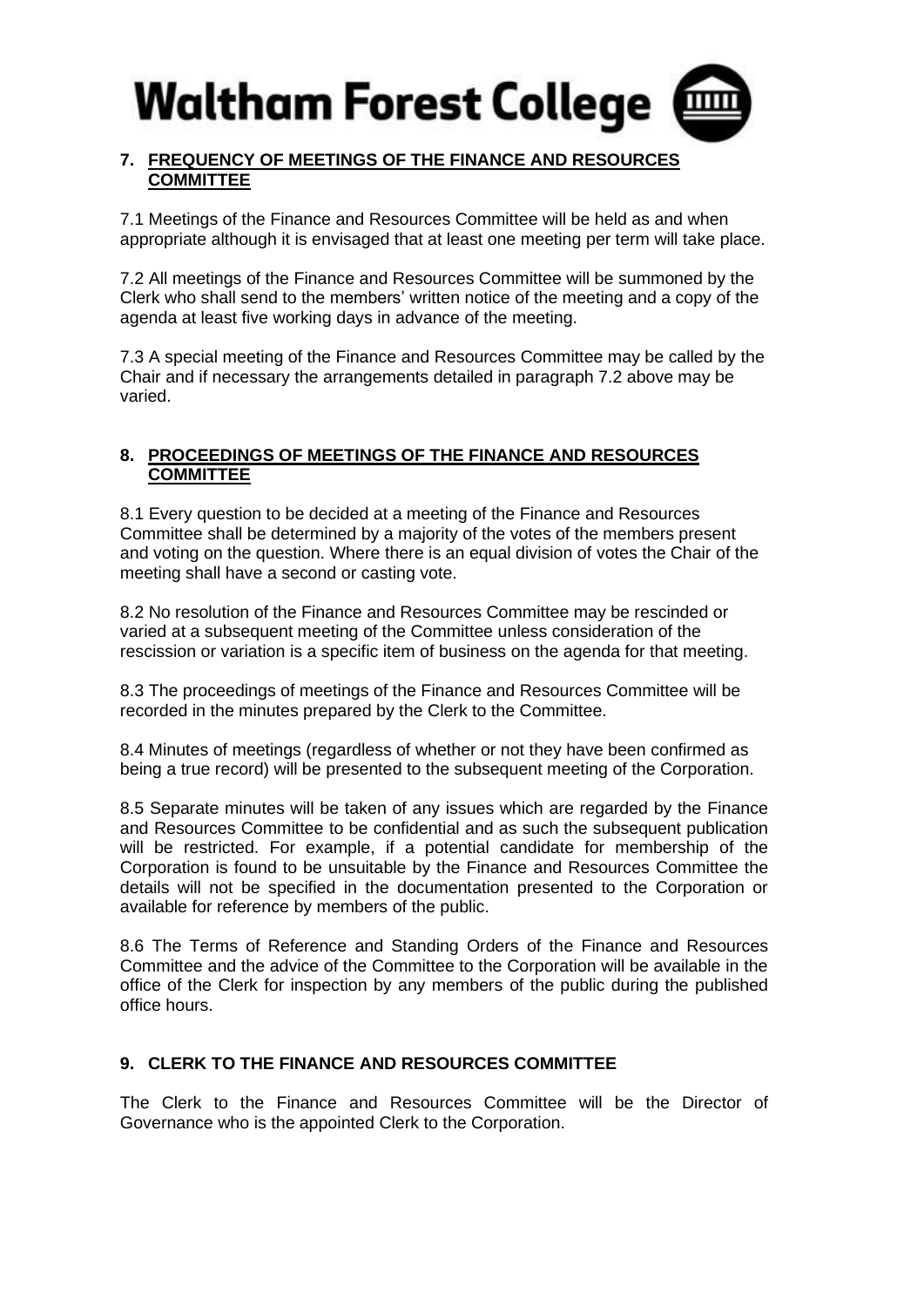## 7. FREQUENCY OF MEETINGS OF THE FINANCE AND RESOURCES COMMITTEE

7.1 Meetings of the Finance and Resources Committee will be held as and when appropriate although it is envisaged that at least one meeting per term will take place.

7.2 All meetings of the Finance and Resources Committee will be summoned by the Clerk who shall send to the members' written notice of the meeting and a copy of the agenda at least five working days in advance of the meeting.

7.3 A special meeting of the Finance and Resources Committee may be called by the Chair and if necessary the arrangements detailed in paragraph 7.2 above may be varied.

## 8. PROCEEDINGS OF MEETINGS OF THE FINANCE AND RESOURCES COMMITTEE

8.1 Every question to be decided at a meeting of the Finance and Resources Committee shall be determined by a majority of the votes of the members present and voting on the question. Where there is an equal division of votes the Chair of the meeting shall have a second or casting vote.

8.2 No resolution of the Finance and Resources Committee may be rescinded or varied at a subsequent meeting of the Committee unless consideration of the rescission or variation is a specific item of business on the agenda for that meeting.

8.3 The proceedings of meetings of the Finance and Resources Committee will be recorded in the minutes prepared by the Clerk to the Committee.

8.4 Minutes of meetings (regardless of whether or not they have been confirmed as being a true record) will be presented to the subsequent meeting of the Corporation.

8.5 Separate minutes will be taken of any issues which are regarded by the Finance and Resources Committee to be confidential and as such the subsequent publication will be restricted. For example, if a potential candidate for membership of the Corporation is found to be unsuitable by the Finance and Resources Committee the details will not be specified in the documentation presented to the Corporation or available for reference by members of the public.

8.6 The Terms of Reference and Standing Orders of the Finance and Resources Committee and the advice of the Committee to the Corporation will be available in the office of the Clerk for inspection by any members of the public during the published office hours.

## 9. CLERK TO THE FINANCE AND RESOURCES COMMITTEE

The Clerk to the Finance and Resources Committee will be the Director of Governance who is the appointed Clerk to the Corporation.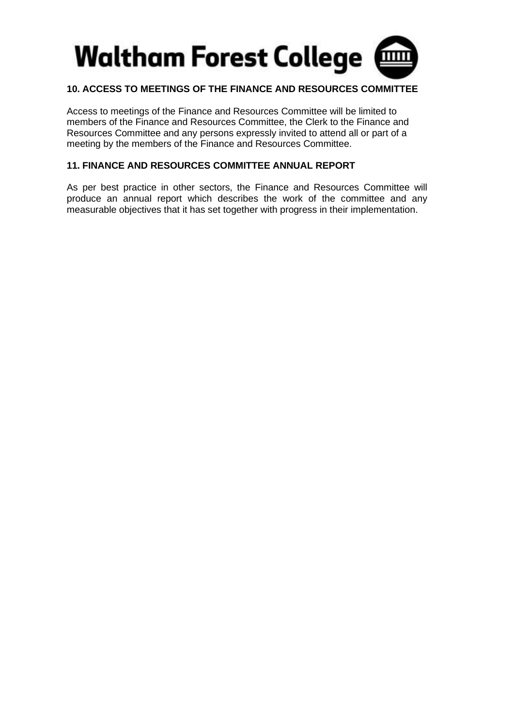## 10. ACCESS TO MEETINGS OF THE FINANCE AND RESOURCES COMMITTEE

Access to meetings of the Finance and Resources Committee will be limited to members of the Finance and Resources Committee, the Clerk to the Finance and Resources Committee and any persons expressly invited to attend all or part of a meeting by the members of the Finance and Resources Committee.

## 11. FINANCE AND RESOURCES COMMITTEE ANNUAL REPORT

As per best practice in other sectors, the Finance and Resources Committee will produce an annual report which describes the work of the committee and any measurable objectives that it has set together with progress in their implementation.